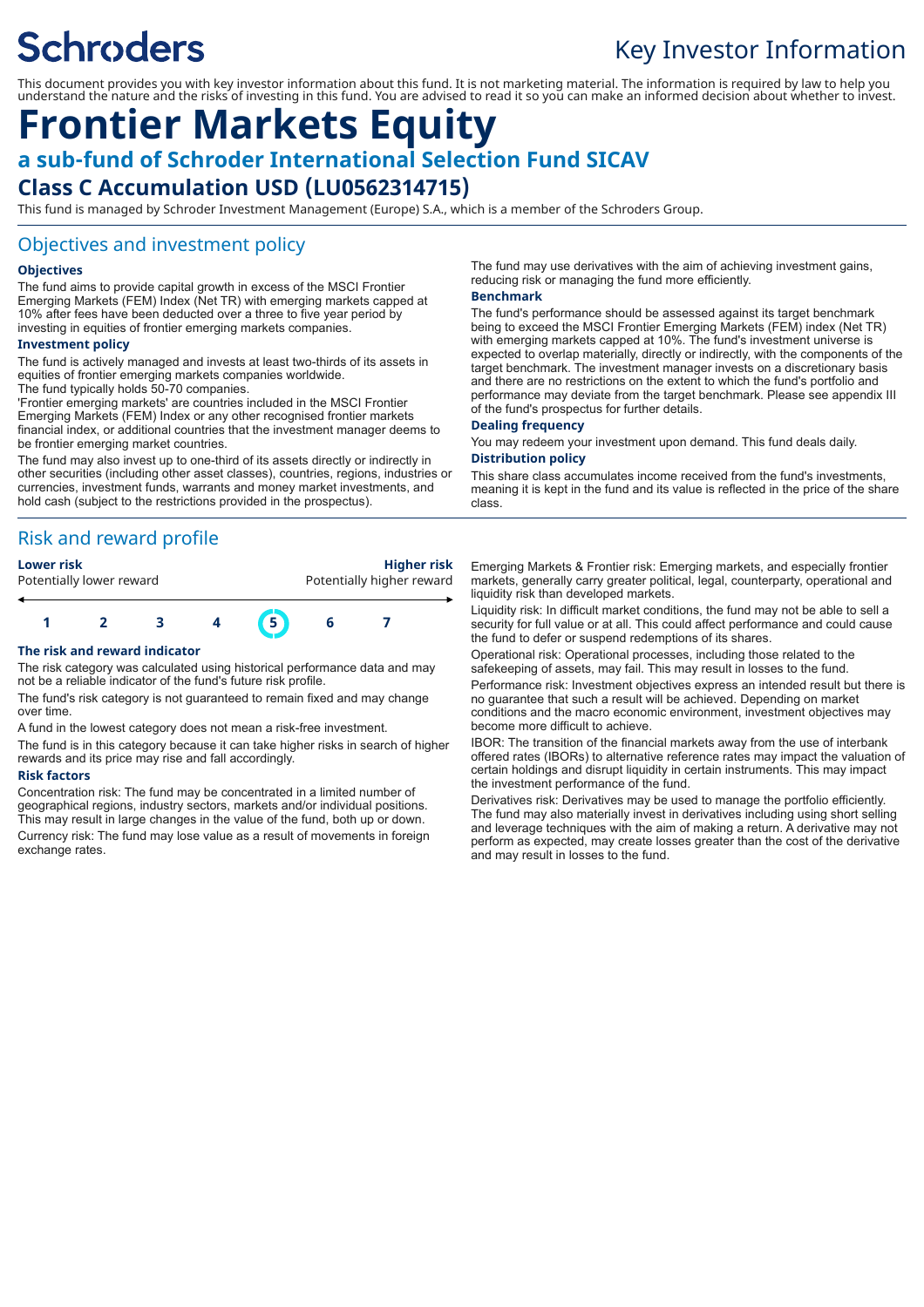# Schroders

Key Investor Information

This document provides you with key investor information about this fund. It is not marketing material. The information is required by law to help you understand the nature and the risks of investing in this fund. You are advised to read it so you can make an informed decision about whether to invest.

# Frontier Markets Equity

## a sub-fund of Schroder International Selection Fund SICAV

## Class C Accumulation USD (LU0562314715)

This fund is managed by Schroder Investment Management (Europe) S.A., which is a member of the Schroders Group.

## Objectives and investment policy

### Objectives

The fund aims to provide capital growth in excess of the MSCI Frontier Emerging Markets (FEM) Index (Net TR) with emerging markets capped at 10% after fees have been deducted over a three to five year period by investing in equities of frontier emerging markets companies.

### Investment policy

The fund is actively managed and invests at least two-thirds of its assets in equities of frontier emerging markets companies worldwide.

The fund typically holds 50-70 companies.

'Frontier emerging markets' are countries included in the MSCI Frontier Emerging Markets (FEM) Index or any other recognised frontier markets financial index, or additional countries that the investment manager deems to be frontier emerging market countries.

The fund may also invest up to one-third of its assets directly or indirectly in other securities (including other asset classes), countries, regions, industries or currencies, investment funds, warrants and money market investments, and hold cash (subject to the restrictions provided in the prospectus).

The fund may use derivatives with the aim of achieving investment gains, reducing risk or managing the fund more efficiently.

### Benchmark

The fund's performance should be assessed against its target benchmark being to exceed the MSCI Frontier Emerging Markets (FEM) index (Net TR) with emerging markets capped at 10%. The fund's investment universe is expected to overlap materially, directly or indirectly, with the components of the target benchmark. The investment manager invests on a discretionary basis and there are no restrictions on the extent to which the fund's portfolio and performance may deviate from the target benchmark. Please see appendix III of the fund's prospectus for further details.

### Dealing frequency

You may redeem your investment upon demand. This fund deals daily.

### Distribution policy

This share class accumulates income received from the fund's investments, meaning it is kept in the fund and its value is reflected in the price of the share class.

## Risk and reward profile

| **Lower risk** | | | | | | **Higher risk** |
|---|---|---|---|---|---|---|
| Potentially lower reward | | | | | | Potentially higher reward |
| 1 | 2 | 3 | 4 | **5** | 6 | 7 |

### The risk and reward indicator

The risk category was calculated using historical performance data and may not be a reliable indicator of the fund's future risk profile.

The fund's risk category is not guaranteed to remain fixed and may change over time.

A fund in the lowest category does not mean a risk-free investment.

The fund is in this category because it can take higher risks in search of higher rewards and its price may rise and fall accordingly.

### Risk factors

Concentration risk: The fund may be concentrated in a limited number of geographical regions, industry sectors, markets and/or individual positions. This may result in large changes in the value of the fund, both up or down.

Currency risk: The fund may lose value as a result of movements in foreign exchange rates.

Emerging Markets & Frontier risk: Emerging markets, and especially frontier markets, generally carry greater political, legal, counterparty, operational and liquidity risk than developed markets.

Liquidity risk: In difficult market conditions, the fund may not be able to sell a security for full value or at all. This could affect performance and could cause the fund to defer or suspend redemptions of its shares.

Operational risk: Operational processes, including those related to the safekeeping of assets, may fail. This may result in losses to the fund.

Performance risk: Investment objectives express an intended result but there is no guarantee that such a result will be achieved. Depending on market conditions and the macro economic environment, investment objectives may become more difficult to achieve.

IBOR: The transition of the financial markets away from the use of interbank offered rates (IBORs) to alternative reference rates may impact the valuation of certain holdings and disrupt liquidity in certain instruments. This may impact the investment performance of the fund.

Derivatives risk: Derivatives may be used to manage the portfolio efficiently. The fund may also materially invest in derivatives including using short selling and leverage techniques with the aim of making a return. A derivative may not perform as expected, may create losses greater than the cost of the derivative and may result in losses to the fund.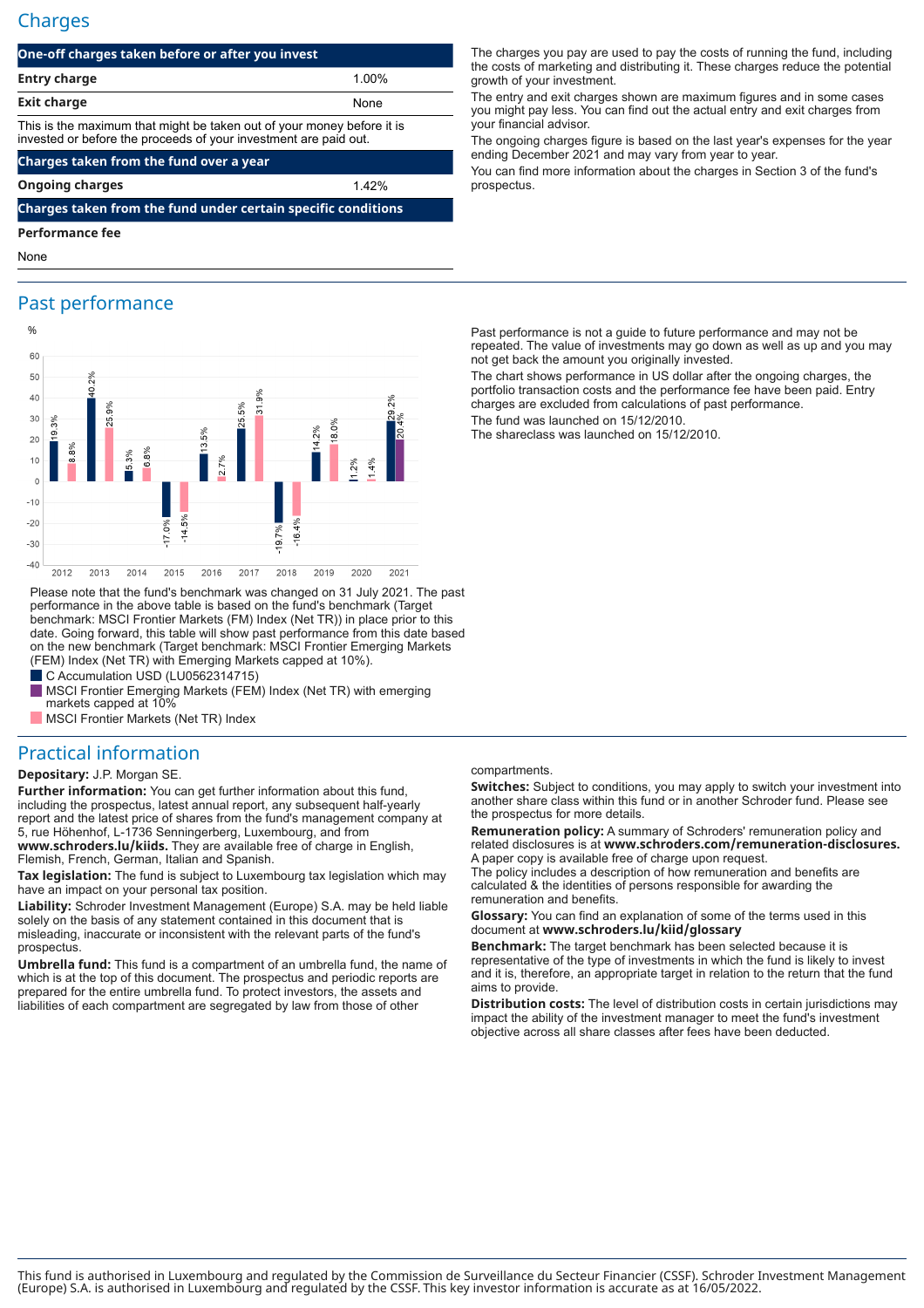## Charges

| One-off charges taken before or after you invest | |
|---|---|
| **Entry charge** | 1.00% |
| **Exit charge** | None |
| This is the maximum that might be taken out of your money before it is invested or before the proceeds of your investment are paid out. | |
| **Charges taken from the fund over a year** | |
| **Ongoing charges** | 1.42% |
| **Charges taken from the fund under certain specific conditions** | |
| **Performance fee** | |
| None | |

The charges you pay are used to pay the costs of running the fund, including the costs of marketing and distributing it. These charges reduce the potential growth of your investment.

The entry and exit charges shown are maximum figures and in some cases you might pay less. You can find out the actual entry and exit charges from your financial advisor.

The ongoing charges figure is based on the last year's expenses for the year ending December 2021 and may vary from year to year.

You can find more information about the charges in Section 3 of the fund's prospectus.

## Past performance

%

60
50
40
30
20
10
0
-10
-20
-30
-40

2012: 19.3%, 8.8%
2013: 40.2%, 25.9%
2014: 5.3%, 6.8%
2015: -17.0%, -14.5%
2016: 13.5%, 2.7%
2017: 25.5%, 31.9%
2018: -19.7%, -16.4%
2019: 14.2%, 18.0%
2020: 1.2%, 1.4%
2021: 29.2%, 20.4%

Please note that the fund's benchmark was changed on 31 July 2021. The past performance in the above table is based on the fund's benchmark (Target benchmark: MSCI Frontier Markets (FM) Index (Net TR)) in place prior to this date. Going forward, this table will show past performance from this date based on the new benchmark (Target benchmark: MSCI Frontier Emerging Markets (FEM) Index (Net TR) with Emerging Markets capped at 10%).

- C Accumulation USD (LU0562314715)
- MSCI Frontier Emerging Markets (FEM) Index (Net TR) with emerging markets capped at 10%
- MSCI Frontier Markets (Net TR) Index

Past performance is not a guide to future performance and may not be repeated. The value of investments may go down as well as up and you may not get back the amount you originally invested.

The chart shows performance in US dollar after the ongoing charges, the portfolio transaction costs and the performance fee have been paid. Entry charges are excluded from calculations of past performance.

The fund was launched on 15/12/2010.

The shareclass was launched on 15/12/2010.

## Practical information

**Depositary:** J.P. Morgan SE.

**Further information:** You can get further information about this fund, including the prospectus, latest annual report, any subsequent half-yearly report and the latest price of shares from the fund's management company at 5, rue Höhenhof, L-1736 Senningerberg, Luxembourg, and from **www.schroders.lu/kiids.** They are available free of charge in English, Flemish, French, German, Italian and Spanish.

**Tax legislation:** The fund is subject to Luxembourg tax legislation which may have an impact on your personal tax position.

**Liability:** Schroder Investment Management (Europe) S.A. may be held liable solely on the basis of any statement contained in this document that is misleading, inaccurate or inconsistent with the relevant parts of the fund's prospectus.

**Umbrella fund:** This fund is a compartment of an umbrella fund, the name of which is at the top of this document. The prospectus and periodic reports are prepared for the entire umbrella fund. To protect investors, the assets and liabilities of each compartment are segregated by law from those of other compartments.

**Switches:** Subject to conditions, you may apply to switch your investment into another share class within this fund or in another Schroder fund. Please see the prospectus for more details.

**Remuneration policy:** A summary of Schroders' remuneration policy and related disclosures is at **www.schroders.com/remuneration-disclosures.** A paper copy is available free of charge upon request.
The policy includes a description of how remuneration and benefits are calculated & the identities of persons responsible for awarding the remuneration and benefits.

**Glossary:** You can find an explanation of some of the terms used in this document at **www.schroders.lu/kiid/glossary**

**Benchmark:** The target benchmark has been selected because it is representative of the type of investments in which the fund is likely to invest and it is, therefore, an appropriate target in relation to the return that the fund aims to provide.

**Distribution costs:** The level of distribution costs in certain jurisdictions may impact the ability of the investment manager to meet the fund's investment objective across all share classes after fees have been deducted.

This fund is authorised in Luxembourg and regulated by the Commission de Surveillance du Secteur Financier (CSSF). Schroder Investment Management (Europe) S.A. is authorised in Luxembourg and regulated by the CSSF. This key investor information is accurate as at 16/05/2022.